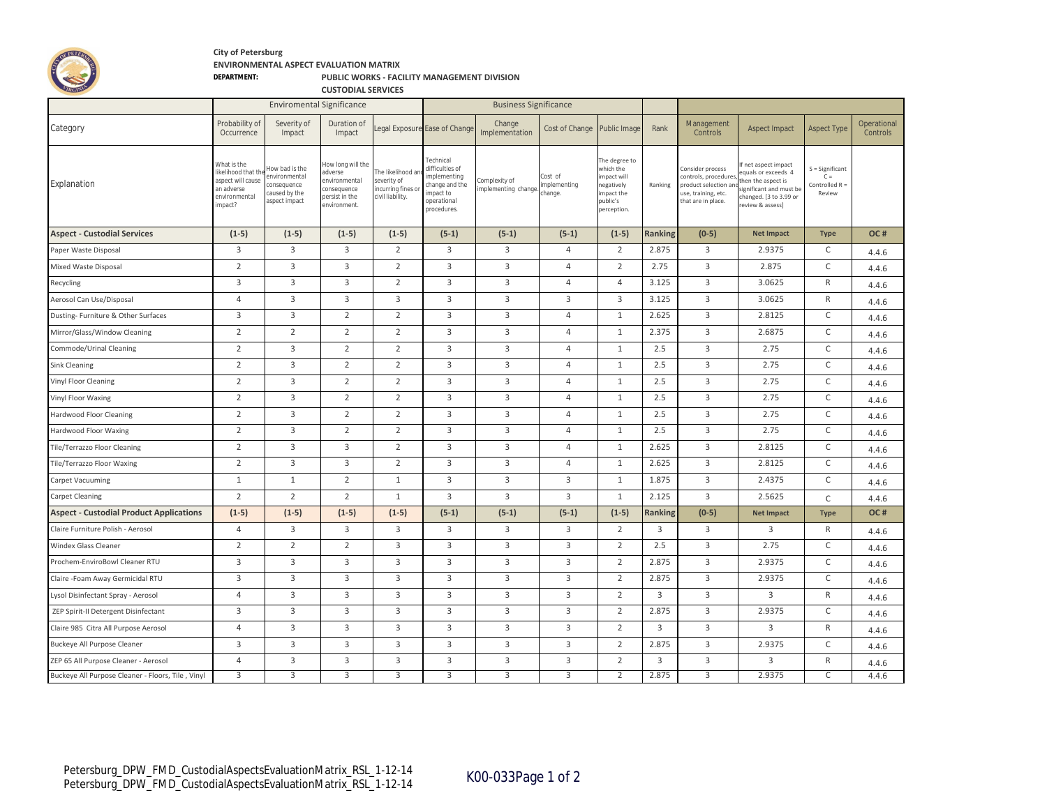**City of Petersburg**

**ENVIRONMENTAL ASPECT EVALUATION MATRIX**

**DEPARTMENT:** **PUBLIC WORKS - FACILITY MANAGEMENT DIVISION**

**CUSTODIAL SERVICES**

| | Enviromental Significance | | | | Business Significance | | | | | | | | |
|---|---|---|---|---|---|---|---|---|---|---|---|---|---|
| Category | Probability of Occurrence | Severity of Impact | Duration of Impact | Legal Exposure | Ease of Change | Change Implementation | Cost of Change | Public Image | Rank | Management Controls | Aspect Impact | Aspect Type | Operational Controls |
| Explanation | What is the likelihood that the aspect will cause an adverse environmental impact? | How bad is the environmental consequence caused by the aspect impact | How long will the adverse environmental consequence persist in the environment. | The likelihood and severity of incurring fines or civil liability. | Technical difficulties of implementing change and the impact to operational procedures. | Complexity of implementing change. | Cost of implementing change. | The degree to which the impact will negatively impact the public's perception. | Ranking | Consider process controls, procedures, product selection and use, training, etc. that are in place. | If net aspect impact equals or exceeds 4 then the aspect is significant and must be changed. [3 to 3.99 or review & assess] | S = Significant C = Controlled R = Review | |
| **Aspect - Custodial Services** | **(1-5)** | **(1-5)** | **(1-5)** | **(1-5)** | **(5-1)** | **(5-1)** | **(5-1)** | **(1-5)** | **Ranking** | **(0-5)** | **Net Impact** | **Type** | **OC #** |
| Paper Waste Disposal | 3 | 3 | 3 | 2 | 3 | 3 | 4 | 2 | 2.875 | 3 | 2.9375 | C | 4.4.6 |
| Mixed Waste Disposal | 2 | 3 | 3 | 2 | 3 | 3 | 4 | 2 | 2.75 | 3 | 2.875 | C | 4.4.6 |
| Recycling | 3 | 3 | 3 | 2 | 3 | 3 | 4 | 4 | 3.125 | 3 | 3.0625 | R | 4.4.6 |
| Aerosol Can Use/Disposal | 4 | 3 | 3 | 3 | 3 | 3 | 3 | 3 | 3.125 | 3 | 3.0625 | R | 4.4.6 |
| Dusting- Furniture & Other Surfaces | 3 | 3 | 2 | 2 | 3 | 3 | 4 | 1 | 2.625 | 3 | 2.8125 | C | 4.4.6 |
| Mirror/Glass/Window Cleaning | 2 | 2 | 2 | 2 | 3 | 3 | 4 | 1 | 2.375 | 3 | 2.6875 | C | 4.4.6 |
| Commode/Urinal Cleaning | 2 | 3 | 2 | 2 | 3 | 3 | 4 | 1 | 2.5 | 3 | 2.75 | C | 4.4.6 |
| Sink Cleaning | 2 | 3 | 2 | 2 | 3 | 3 | 4 | 1 | 2.5 | 3 | 2.75 | C | 4.4.6 |
| Vinyl Floor Cleaning | 2 | 3 | 2 | 2 | 3 | 3 | 4 | 1 | 2.5 | 3 | 2.75 | C | 4.4.6 |
| Vinyl Floor Waxing | 2 | 3 | 2 | 2 | 3 | 3 | 4 | 1 | 2.5 | 3 | 2.75 | C | 4.4.6 |
| Hardwood Floor Cleaning | 2 | 3 | 2 | 2 | 3 | 3 | 4 | 1 | 2.5 | 3 | 2.75 | C | 4.4.6 |
| Hardwood Floor Waxing | 2 | 3 | 2 | 2 | 3 | 3 | 4 | 1 | 2.5 | 3 | 2.75 | C | 4.4.6 |
| Tile/Terrazzo Floor Cleaning | 2 | 3 | 3 | 2 | 3 | 3 | 4 | 1 | 2.625 | 3 | 2.8125 | C | 4.4.6 |
| Tile/Terrazzo Floor Waxing | 2 | 3 | 3 | 2 | 3 | 3 | 4 | 1 | 2.625 | 3 | 2.8125 | C | 4.4.6 |
| Carpet Vacuuming | 1 | 1 | 2 | 1 | 3 | 3 | 3 | 1 | 1.875 | 3 | 2.4375 | C | 4.4.6 |
| Carpet Cleaning | 2 | 2 | 2 | 1 | 3 | 3 | 3 | 1 | 2.125 | 3 | 2.5625 | C | 4.4.6 |
| **Aspect - Custodial Product Applications** | **(1-5)** | **(1-5)** | **(1-5)** | **(1-5)** | **(5-1)** | **(5-1)** | **(5-1)** | **(1-5)** | **Ranking** | **(0-5)** | **Net Impact** | **Type** | **OC #** |
| Claire Furniture Polish - Aerosol | 4 | 3 | 3 | 3 | 3 | 3 | 3 | 2 | 3 | 3 | 3 | R | 4.4.6 |
| Windex Glass Cleaner | 2 | 2 | 2 | 3 | 3 | 3 | 3 | 2 | 2.5 | 3 | 2.75 | C | 4.4.6 |
| Prochem-EnviroBowl Cleaner RTU | 3 | 3 | 3 | 3 | 3 | 3 | 3 | 2 | 2.875 | 3 | 2.9375 | C | 4.4.6 |
| Claire -Foam Away Germicidal RTU | 3 | 3 | 3 | 3 | 3 | 3 | 3 | 2 | 2.875 | 3 | 2.9375 | C | 4.4.6 |
| Lysol Disinfectant Spray - Aerosol | 4 | 3 | 3 | 3 | 3 | 3 | 3 | 2 | 3 | 3 | 3 | R | 4.4.6 |
| ZEP Spirit-II Detergent Disinfectant | 3 | 3 | 3 | 3 | 3 | 3 | 3 | 2 | 2.875 | 3 | 2.9375 | C | 4.4.6 |
| Claire 985 Citra All Purpose Aerosol | 4 | 3 | 3 | 3 | 3 | 3 | 3 | 2 | 3 | 3 | 3 | R | 4.4.6 |
| Buckeye All Purpose Cleaner | 3 | 3 | 3 | 3 | 3 | 3 | 3 | 2 | 2.875 | 3 | 2.9375 | C | 4.4.6 |
| ZEP 65 All Purpose Cleaner - Aerosol | 4 | 3 | 3 | 3 | 3 | 3 | 3 | 2 | 3 | 3 | 3 | R | 4.4.6 |
| Buckeye All Purpose Cleaner - Floors, Tile , Vinyl | 3 | 3 | 3 | 3 | 3 | 3 | 3 | 2 | 2.875 | 3 | 2.9375 | C | 4.4.6 |

Petersburg_DPW_FMD_CustodialAspectsEvaluationMatrix_RSL_1-12-14

K00-033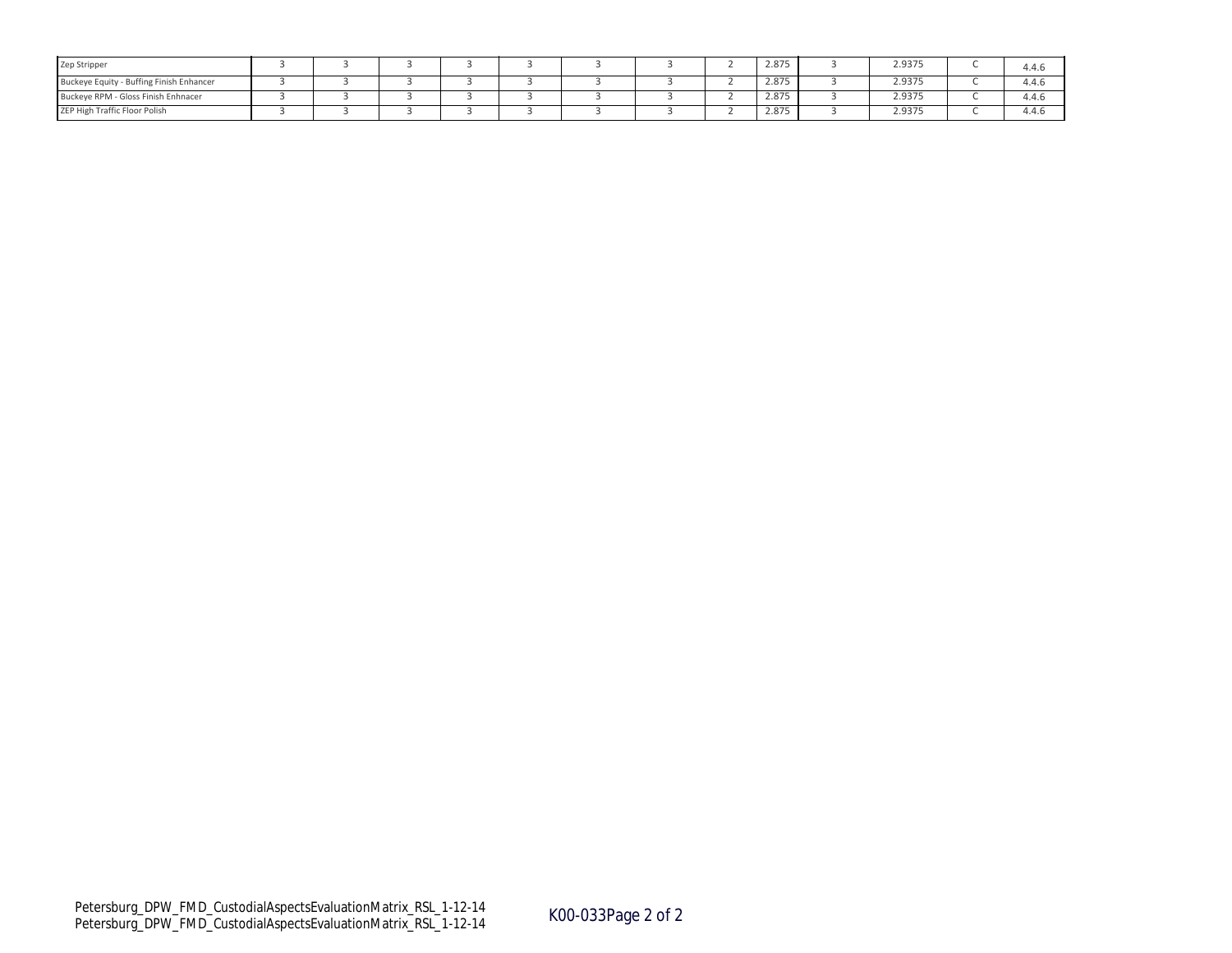| | | | | | | | | | | | | | |
|---|---|---|---|---|---|---|---|---|---|---|---|---|---|
| Zep Stripper | 3 | 3 | 3 | 3 | 3 | 3 | 3 | 2 | 2.875 | 3 | 2.9375 | C | 4.4.6 |
| Buckeye Equity - Buffing Finish Enhancer | 3 | 3 | 3 | 3 | 3 | 3 | 3 | 2 | 2.875 | 3 | 2.9375 | C | 4.4.6 |
| Buckeye RPM - Gloss Finish Enhnacer | 3 | 3 | 3 | 3 | 3 | 3 | 3 | 2 | 2.875 | 3 | 2.9375 | C | 4.4.6 |
| ZEP High Traffic Floor Polish | 3 | 3 | 3 | 3 | 3 | 3 | 3 | 2 | 2.875 | 3 | 2.9375 | C | 4.4.6 |